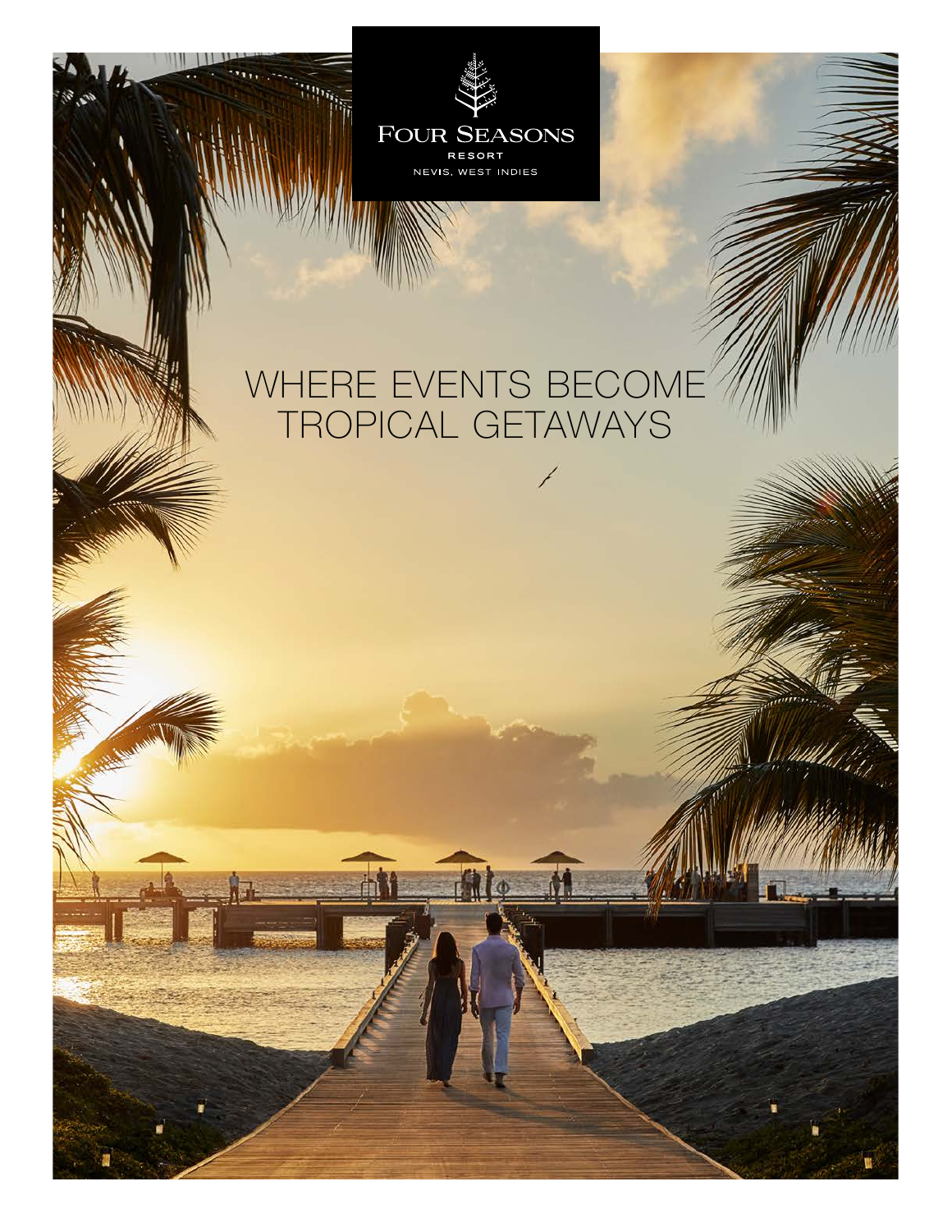FOUR SEASONS

RESORT

NEVIS, WEST INDIES

# WHERE EVENTS BECOME TROPICAL GETAWAYS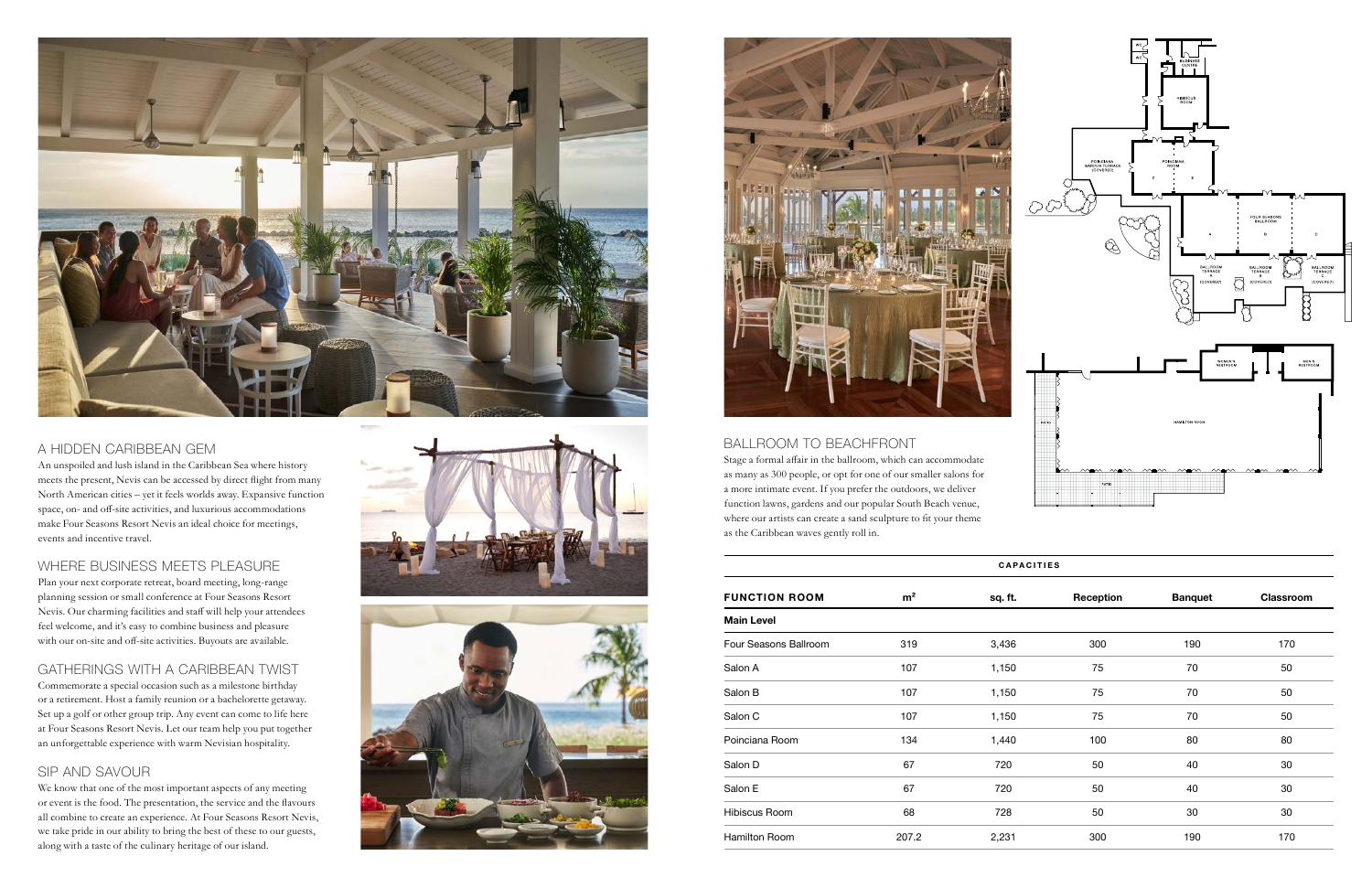## A HIDDEN CARIBBEAN GEM

An unspoiled and lush island in the Caribbean Sea where history meets the present, Nevis can be accessed by direct flight from many North American cities – yet it feels worlds away. Expansive function space, on- and off-site activities, and luxurious accommodations make Four Seasons Resort Nevis an ideal choice for meetings, events and incentive travel.

## WHERE BUSINESS MEETS PLEASURE

Plan your next corporate retreat, board meeting, long-range planning session or small conference at Four Seasons Resort Nevis. Our charming facilities and staff will help your attendees feel welcome, and it's easy to combine business and pleasure with our on-site and off-site activities. Buyouts are available.

## GATHERINGS WITH A CARIBBEAN TWIST

Commemorate a special occasion such as a milestone birthday or a retirement. Host a family reunion or a bachelorette getaway. Set up a golf or other group trip. Any event can come to life here at Four Seasons Resort Nevis. Let our team help you put together an unforgettable experience with warm Nevisian hospitality.

## SIP AND SAVOUR

We know that one of the most important aspects of any meeting or event is the food. The presentation, the service and the flavours all combine to create an experience. At Four Seasons Resort Nevis, we take pride in our ability to bring the best of these to our guests, along with a taste of the culinary heritage of our island.

## BALLROOM TO BEACHFRONT

Stage a formal affair in the ballroom, which can accommodate as many as 300 people, or opt for one of our smaller salons for a more intimate event. If you prefer the outdoors, we deliver function lawns, gardens and our popular South Beach venue, where our artists can create a sand sculpture to fit your theme as the Caribbean waves gently roll in.

**CAPACITIES**

| FUNCTION ROOM | m² | sq. ft. | Reception | Banquet | Classroom |
|---|---|---|---|---|---|
| **Main Level** | | | | | |
| Four Seasons Ballroom | 319 | 3,436 | 300 | 190 | 170 |
| Salon A | 107 | 1,150 | 75 | 70 | 50 |
| Salon B | 107 | 1,150 | 75 | 70 | 50 |
| Salon C | 107 | 1,150 | 75 | 70 | 50 |
| Poinciana Room | 134 | 1,440 | 100 | 80 | 80 |
| Salon D | 67 | 720 | 50 | 40 | 30 |
| Salon E | 67 | 720 | 50 | 40 | 30 |
| Hibiscus Room | 68 | 728 | 50 | 30 | 30 |
| Hamilton Room | 207.2 | 2,231 | 300 | 190 | 170 |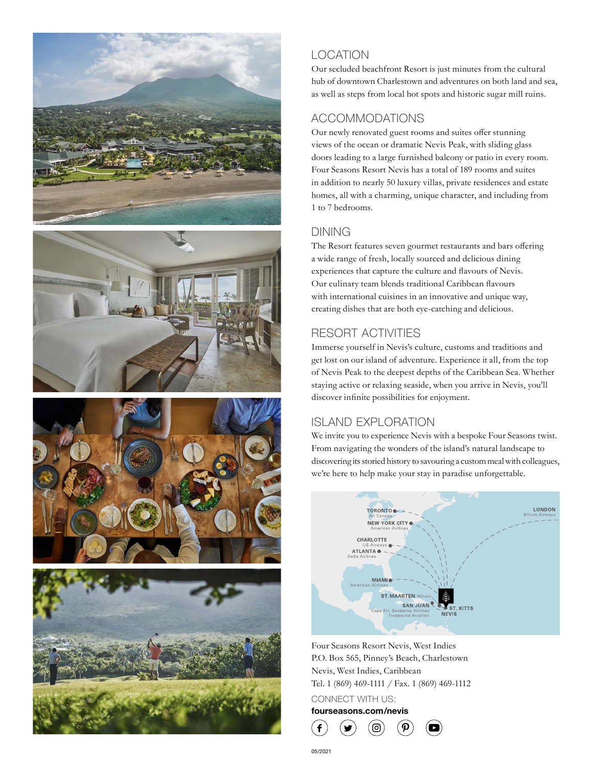## LOCATION

Our secluded beachfront Resort is just minutes from the cultural hub of downtown Charlestown and adventures on both land and sea, as well as steps from local hot spots and historic sugar mill ruins.

## ACCOMMODATIONS

Our newly renovated guest rooms and suites offer stunning views of the ocean or dramatic Nevis Peak, with sliding glass doors leading to a large furnished balcony or patio in every room. Four Seasons Resort Nevis has a total of 189 rooms and suites in addition to nearly 50 luxury villas, private residences and estate homes, all with a charming, unique character, and including from 1 to 7 bedrooms.

## DINING

The Resort features seven gourmet restaurants and bars offering a wide range of fresh, locally sourced and delicious dining experiences that capture the culture and flavours of Nevis. Our culinary team blends traditional Caribbean flavours with international cuisines in an innovative and unique way, creating dishes that are both eye-catching and delicious.

## RESORT ACTIVITIES

Immerse yourself in Nevis's culture, customs and traditions and get lost on our island of adventure. Experience it all, from the top of Nevis Peak to the deepest depths of the Caribbean Sea. Whether staying active or relaxing seaside, when you arrive in Nevis, you'll discover infinite possibilities for enjoyment.

## ISLAND EXPLORATION

We invite you to experience Nevis with a bespoke Four Seasons twist. From navigating the wonders of the island's natural landscape to discovering its storied history to savouring a custom meal with colleagues, we're here to help make your stay in paradise unforgettable.

TORONTO
Air Canada
NEW YORK CITY
American Airlines
CHARLOTTE
US Airways
ATLANTA
Delta Airlines
MIAMI
American Airlines
ST. MAARTEN Winair
SAN JUAN
Cape Air, Seaborne Airlines
Tradewind Aviation
LONDON
British Airways
ST. KITTS
NEVIS

Four Seasons Resort Nevis, West Indies
P.O. Box 565, Pinney's Beach, Charlestown
Nevis, West Indies, Caribbean
Tel. 1 (869) 469-1111 / Fax. 1 (869) 469-1112

CONNECT WITH US:
**fourseasons.com/nevis**

05/2021